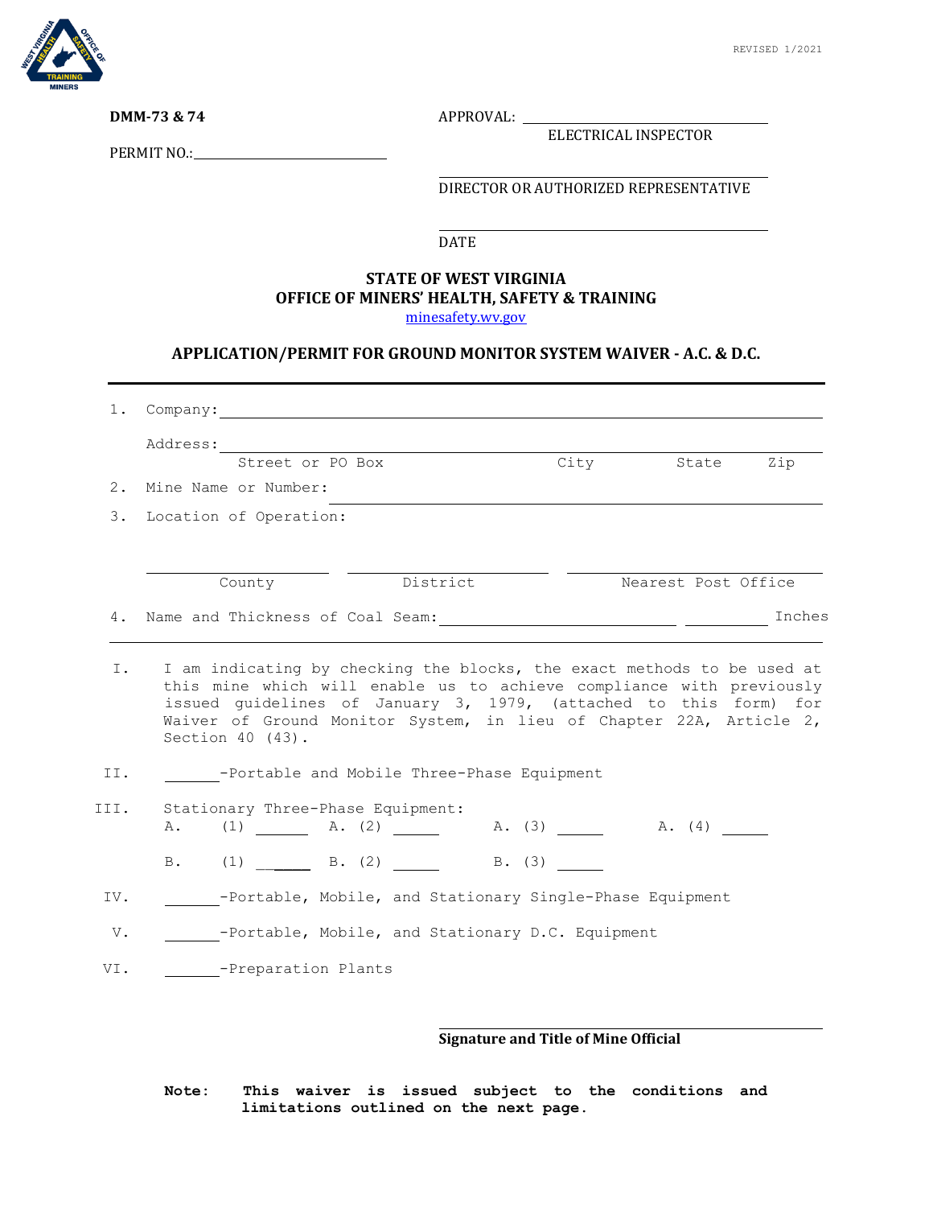REVISED 1/2021

**DMM-73 & 74**

PERMIT NO.:_______________________

APPROVAL: _______________________
ELECTRICAL INSPECTOR

_______________________
DIRECTOR OR AUTHORIZED REPRESENTATIVE

_______________________
DATE

## STATE OF WEST VIRGINIA
## OFFICE OF MINERS' HEALTH, SAFETY & TRAINING

minesafety.wv.gov

### APPLICATION/PERMIT FOR GROUND MONITOR SYSTEM WAIVER - A.C. & D.C.

---

1. Company: _______________________

   Address: _______________________
   Street or PO Box City State Zip

2. Mine Name or Number: _______________________

3. Location of Operation:

   _______________ _______________ _______________
   County District Nearest Post Office

4. Name and Thickness of Coal Seam: _______________ _______ Inches

---

I. I am indicating by checking the blocks, the exact methods to be used at this mine which will enable us to achieve compliance with previously issued guidelines of January 3, 1979, (attached to this form) for Waiver of Ground Monitor System, in lieu of Chapter 22A, Article 2, Section 40 (43).

II. ______-Portable and Mobile Three-Phase Equipment

III. Stationary Three-Phase Equipment:
A. (1) ______ A. (2) ______ A. (3) ______ A. (4) ______

B. (1) ______ B. (2) ______ B. (3) ______

IV. ______-Portable, Mobile, and Stationary Single-Phase Equipment

V. ______-Portable, Mobile, and Stationary D.C. Equipment

VI. ______-Preparation Plants

_______________________
**Signature and Title of Mine Official**

**Note: This waiver is issued subject to the conditions and limitations outlined on the next page.**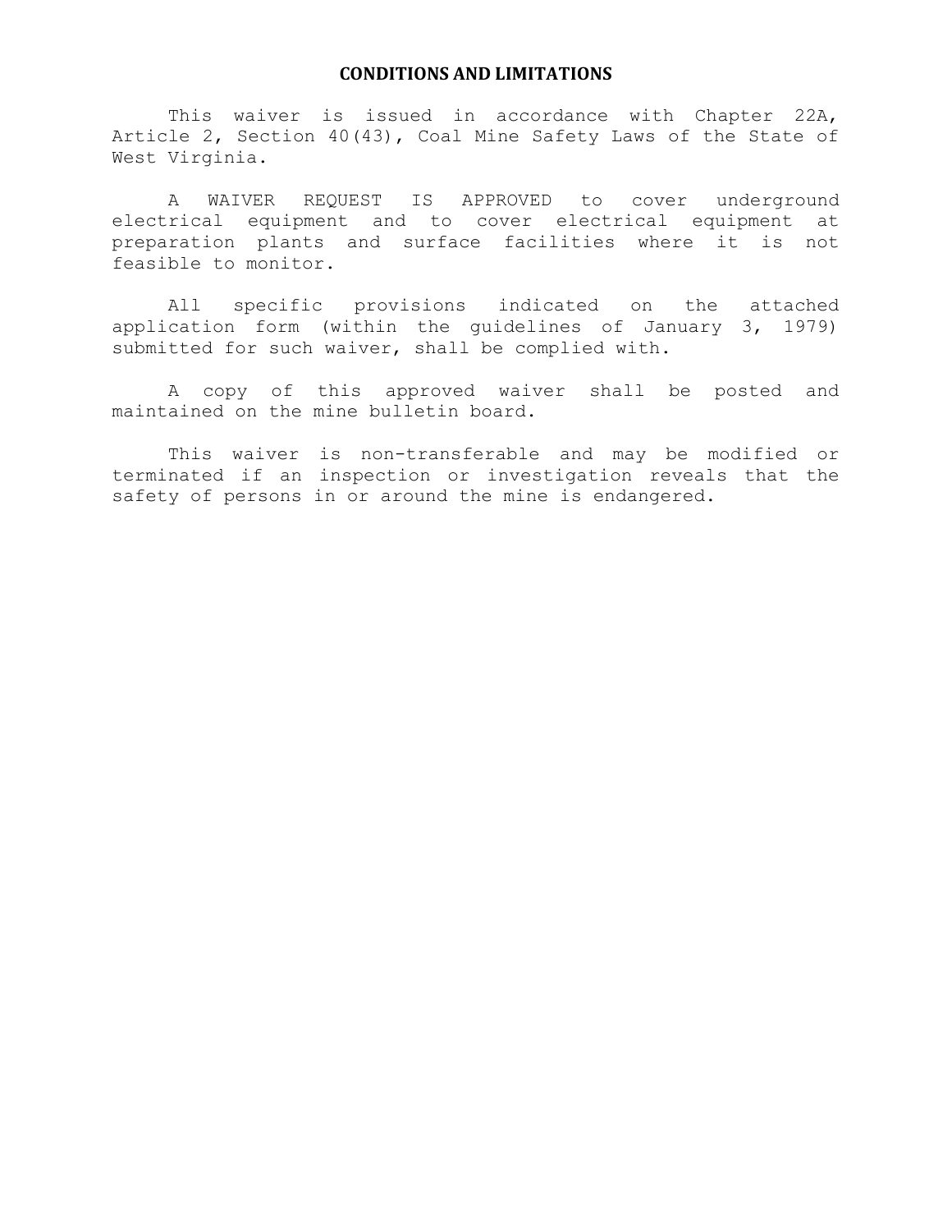# CONDITIONS AND LIMITATIONS

This waiver is issued in accordance with Chapter 22A, Article 2, Section 40(43), Coal Mine Safety Laws of the State of West Virginia.

A WAIVER REQUEST IS APPROVED to cover underground electrical equipment and to cover electrical equipment at preparation plants and surface facilities where it is not feasible to monitor.

All specific provisions indicated on the attached application form (within the guidelines of January 3, 1979) submitted for such waiver, shall be complied with.

A copy of this approved waiver shall be posted and maintained on the mine bulletin board.

This waiver is non-transferable and may be modified or terminated if an inspection or investigation reveals that the safety of persons in or around the mine is endangered.